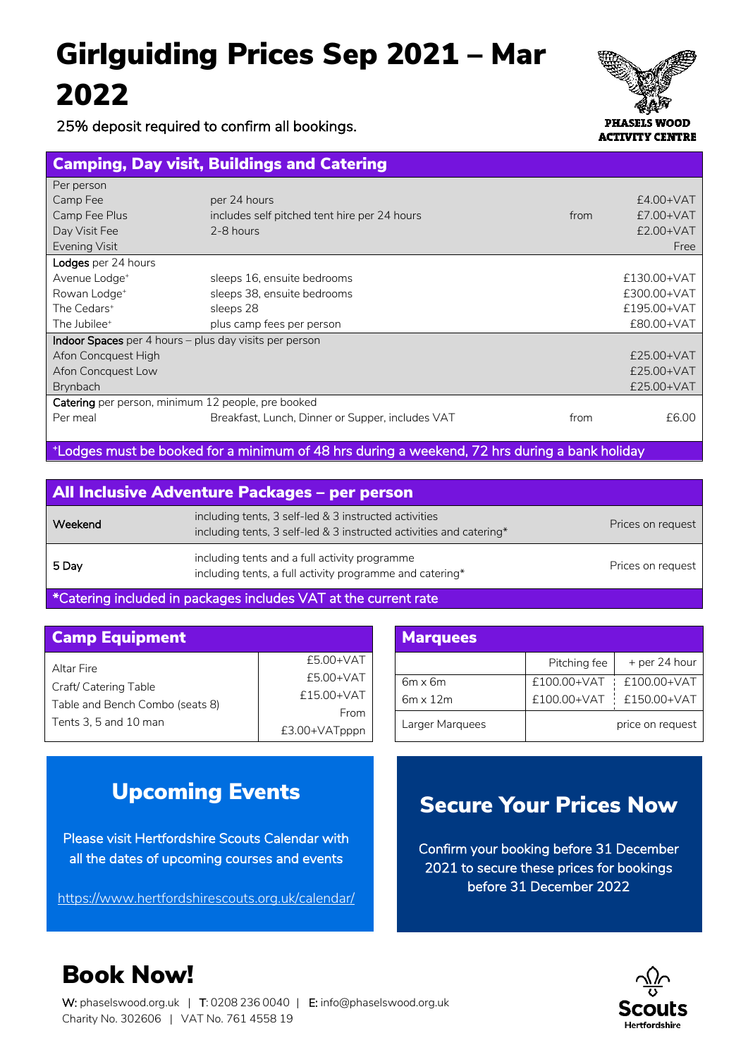# Girlguiding Prices Sep 2021 – Mar 2022

25% deposit required to confirm all bookings.

PHASELS WOOD ACTIVITY CENTRE

## Camping, Day visit, Buildings and Catering

| | | | |
|---|---|---|---|
| Per person | | | |
| Camp Fee | per 24 hours | | £4.00+VAT |
| Camp Fee Plus | includes self pitched tent hire per 24 hours | from | £7.00+VAT |
| Day Visit Fee | 2-8 hours | | £2.00+VAT |
| Evening Visit | | | Free |
| **Lodges** per 24 hours | | | |
| Avenue Lodge+ | sleeps 16, ensuite bedrooms | | £130.00+VAT |
| Rowan Lodge+ | sleeps 38, ensuite bedrooms | | £300.00+VAT |
| The Cedars+ | sleeps 28 | | £195.00+VAT |
| The Jubilee+ | plus camp fees per person | | £80.00+VAT |
| **Indoor Spaces** per 4 hours – plus day visits per person | | | |
| Afon Concquest High | | | £25.00+VAT |
| Afon Concquest Low | | | £25.00+VAT |
| Brynbach | | | £25.00+VAT |
| **Catering** per person, minimum 12 people, pre booked | | | |
| Per meal | Breakfast, Lunch, Dinner or Supper, includes VAT | from | £6.00 |

+Lodges must be booked for a minimum of 48 hrs during a weekend, 72 hrs during a bank holiday

## All Inclusive Adventure Packages – per person

| | | |
|---|---|---|
| Weekend | including tents, 3 self-led & 3 instructed activities<br>including tents, 3 self-led & 3 instructed activities and catering* | Prices on request |
| 5 Day | including tents and a full activity programme<br>including tents, a full activity programme and catering* | Prices on request |

*Catering included in packages includes VAT at the current rate

## Camp Equipment

| | |
|---|---|
| Altar Fire | £5.00+VAT |
| Craft/ Catering Table | £5.00+VAT |
| Table and Bench Combo (seats 8) | £15.00+VAT |
| Tents 3, 5 and 10 man | From £3.00+VATpppn |

## Marquees

| | Pitching fee | + per 24 hour |
|---|---|---|
| 6m x 6m | £100.00+VAT | £100.00+VAT |
| 6m x 12m | £100.00+VAT | £150.00+VAT |
| Larger Marquees | price on request | |

## Upcoming Events

Please visit Hertfordshire Scouts Calendar with all the dates of upcoming courses and events

https://www.hertfordshirescouts.org.uk/calendar/

## Secure Your Prices Now

Confirm your booking before 31 December 2021 to secure these prices for bookings before 31 December 2022

# Book Now!

**W:** phaselswood.org.uk | **T:** 0208 236 0040 | **E:** info@phaselswood.org.uk
Charity No. 302606 | VAT No. 761 4558 19

Scouts Hertfordshire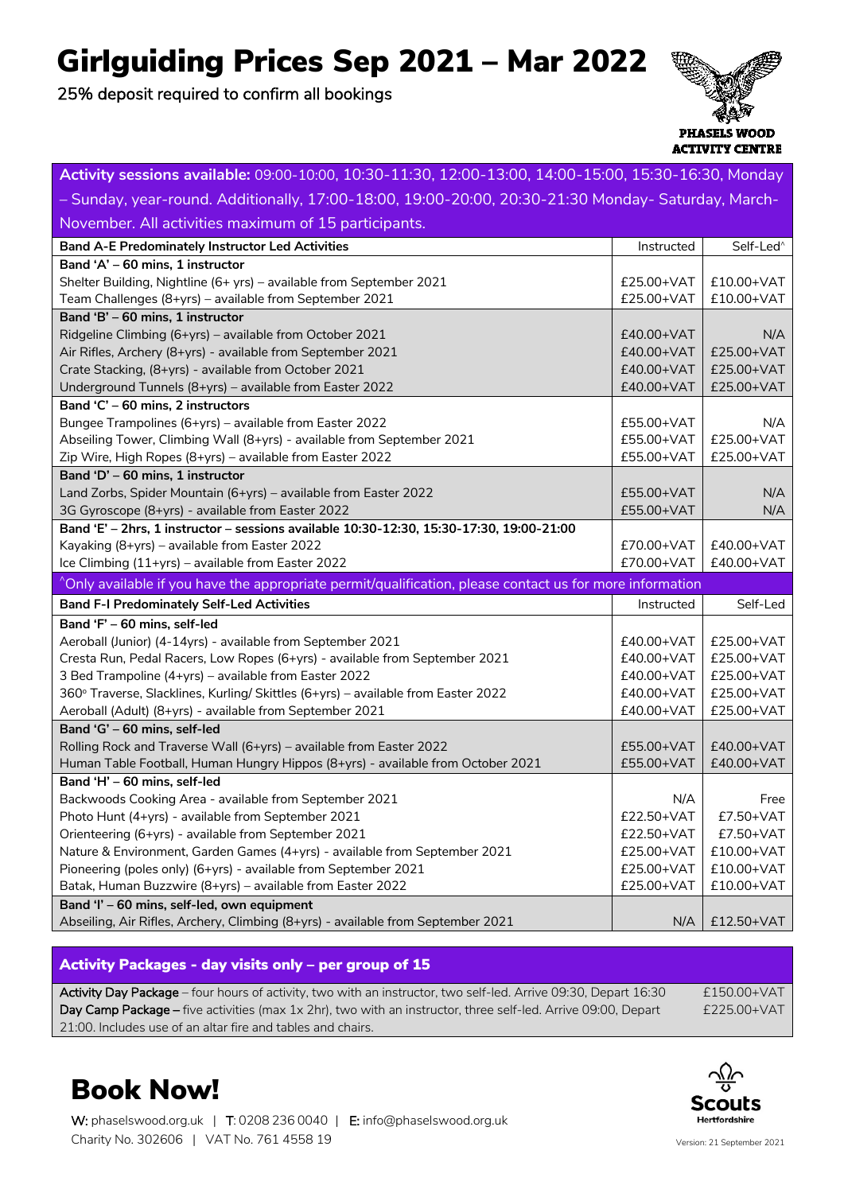# Girlguiding Prices Sep 2021 – Mar 2022

25% deposit required to confirm all bookings

PHASELS WOOD ACTIVITY CENTRE

**Activity sessions available:** 09:00-10:00, 10:30-11:30, 12:00-13:00, 14:00-15:00, 15:30-16:30, Monday – Sunday, year-round. Additionally, 17:00-18:00, 19:00-20:00, 20:30-21:30 Monday- Saturday, March-November. All activities maximum of 15 participants.

| **Band A-E Predominately Instructor Led Activities** | Instructed | Self-Led^ |
|---|---|---|
| **Band 'A' – 60 mins, 1 instructor** | | |
| Shelter Building, Nightline (6+ yrs) – available from September 2021 | £25.00+VAT | £10.00+VAT |
| Team Challenges (8+yrs) – available from September 2021 | £25.00+VAT | £10.00+VAT |
| **Band 'B' – 60 mins, 1 instructor** | | |
| Ridgeline Climbing (6+yrs) – available from October 2021 | £40.00+VAT | N/A |
| Air Rifles, Archery (8+yrs) - available from September 2021 | £40.00+VAT | £25.00+VAT |
| Crate Stacking, (8+yrs) - available from October 2021 | £40.00+VAT | £25.00+VAT |
| Underground Tunnels (8+yrs) – available from Easter 2022 | £40.00+VAT | £25.00+VAT |
| **Band 'C' – 60 mins, 2 instructors** | | |
| Bungee Trampolines (6+yrs) – available from Easter 2022 | £55.00+VAT | N/A |
| Abseiling Tower, Climbing Wall (8+yrs) - available from September 2021 | £55.00+VAT | £25.00+VAT |
| Zip Wire, High Ropes (8+yrs) – available from Easter 2022 | £55.00+VAT | £25.00+VAT |
| **Band 'D' – 60 mins, 1 instructor** | | |
| Land Zorbs, Spider Mountain (6+yrs) – available from Easter 2022 | £55.00+VAT | N/A |
| 3G Gyroscope (8+yrs) - available from Easter 2022 | £55.00+VAT | N/A |
| **Band 'E' – 2hrs, 1 instructor – sessions available 10:30-12:30, 15:30-17:30, 19:00-21:00** | | |
| Kayaking (8+yrs) – available from Easter 2022 | £70.00+VAT | £40.00+VAT |
| Ice Climbing (11+yrs) – available from Easter 2022 | £70.00+VAT | £40.00+VAT |

^Only available if you have the appropriate permit/qualification, please contact us for more information

| **Band F-I Predominately Self-Led Activities** | Instructed | Self-Led |
|---|---|---|
| **Band 'F' – 60 mins, self-led** | | |
| Aeroball (Junior) (4-14yrs) - available from September 2021 | £40.00+VAT | £25.00+VAT |
| Cresta Run, Pedal Racers, Low Ropes (6+yrs) - available from September 2021 | £40.00+VAT | £25.00+VAT |
| 3 Bed Trampoline (4+yrs) – available from Easter 2022 | £40.00+VAT | £25.00+VAT |
| 360° Traverse, Slacklines, Kurling/ Skittles (6+yrs) – available from Easter 2022 | £40.00+VAT | £25.00+VAT |
| Aeroball (Adult) (8+yrs) - available from September 2021 | £40.00+VAT | £25.00+VAT |
| **Band 'G' – 60 mins, self-led** | | |
| Rolling Rock and Traverse Wall (6+yrs) – available from Easter 2022 | £55.00+VAT | £40.00+VAT |
| Human Table Football, Human Hungry Hippos (8+yrs) - available from October 2021 | £55.00+VAT | £40.00+VAT |
| **Band 'H' – 60 mins, self-led** | | |
| Backwoods Cooking Area - available from September 2021 | N/A | Free |
| Photo Hunt (4+yrs) - available from September 2021 | £22.50+VAT | £7.50+VAT |
| Orienteering (6+yrs) - available from September 2021 | £22.50+VAT | £7.50+VAT |
| Nature & Environment, Garden Games (4+yrs) - available from September 2021 | £25.00+VAT | £10.00+VAT |
| Pioneering (poles only) (6+yrs) - available from September 2021 | £25.00+VAT | £10.00+VAT |
| Batak, Human Buzzwire (8+yrs) – available from Easter 2022 | £25.00+VAT | £10.00+VAT |
| **Band 'I' – 60 mins, self-led, own equipment** | | |
| Abseiling, Air Rifles, Archery, Climbing (8+yrs) - available from September 2021 | N/A | £12.50+VAT |

## Activity Packages - day visits only – per group of 15

| | |
|---|---|
| **Activity Day Package** – four hours of activity, two with an instructor, two self-led. Arrive 09:30, Depart 16:30 | £150.00+VAT |
| **Day Camp Package** – five activities (max 1x 2hr), two with an instructor, three self-led. Arrive 09:00, Depart 21:00. Includes use of an altar fire and tables and chairs. | £225.00+VAT |

# Book Now!

W: phaselswood.org.uk | T: 0208 236 0040 | E: info@phaselswood.org.uk

Charity No. 302606 | VAT No. 761 4558 19

Scouts Hertfordshire

Version: 21 September 2021